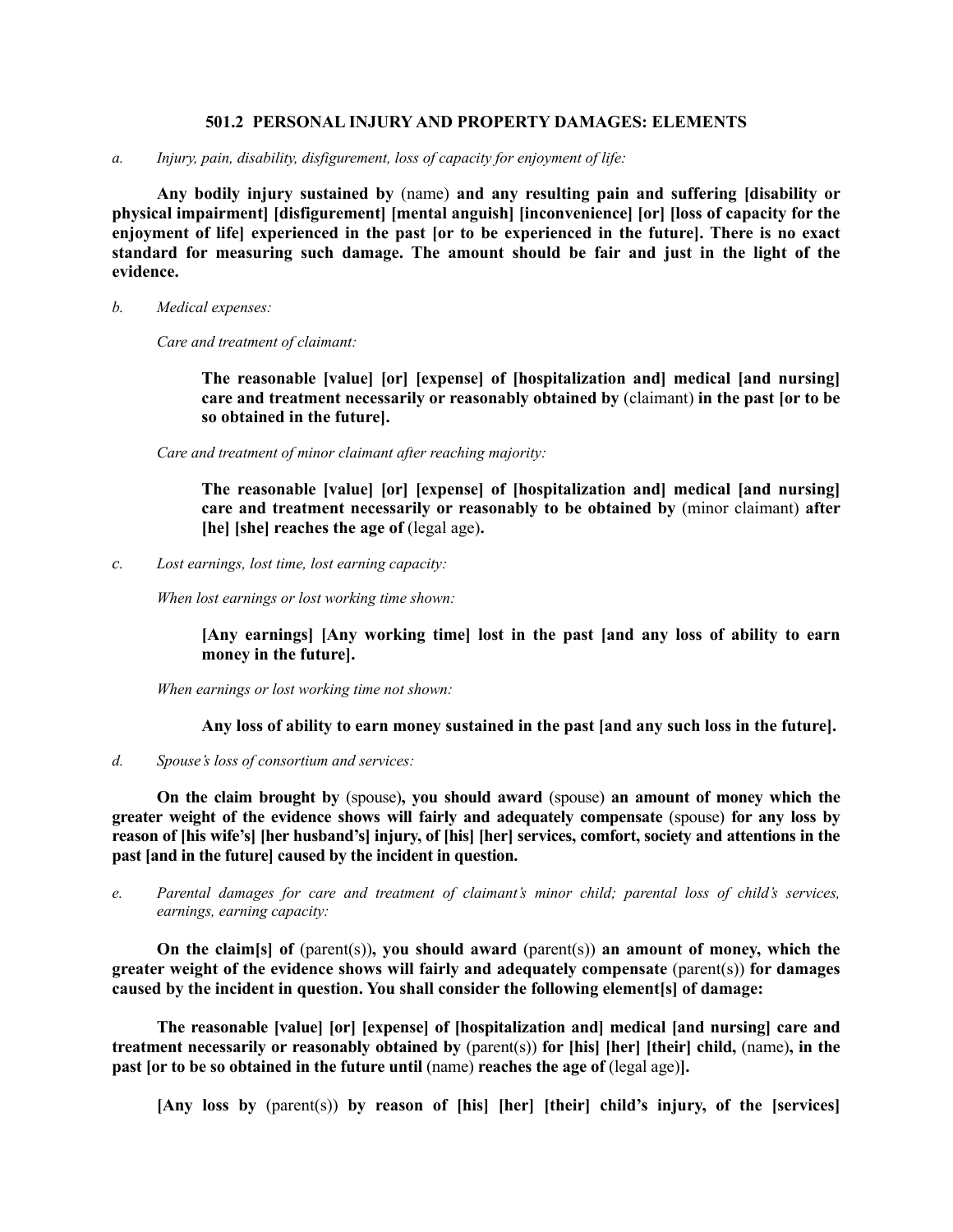## 501.2 PERSONAL INJURY AND PROPERTY DAMAGES: ELEMENTS

*a. Injury, pain, disability, disfigurement, loss of capacity for enjoyment of life:*

**Any bodily injury sustained by** (name) **and any resulting pain and suffering [disability or physical impairment] [disfigurement] [mental anguish] [inconvenience] [or] [loss of capacity for the enjoyment of life] experienced in the past [or to be experienced in the future]. There is no exact standard for measuring such damage. The amount should be fair and just in the light of the evidence.**

*b. Medical expenses:*

*Care and treatment of claimant:*

**The reasonable [value] [or] [expense] of [hospitalization and] medical [and nursing] care and treatment necessarily or reasonably obtained by** (claimant) **in the past [or to be so obtained in the future].**

*Care and treatment of minor claimant after reaching majority:*

**The reasonable [value] [or] [expense] of [hospitalization and] medical [and nursing] care and treatment necessarily or reasonably to be obtained by** (minor claimant) **after [he] [she] reaches the age of** (legal age)**.**

*c. Lost earnings, lost time, lost earning capacity:*

*When lost earnings or lost working time shown:*

**[Any earnings] [Any working time] lost in the past [and any loss of ability to earn money in the future].**

*When earnings or lost working time not shown:*

**Any loss of ability to earn money sustained in the past [and any such loss in the future].**

*d. Spouse's loss of consortium and services:*

**On the claim brought by** (spouse)**, you should award** (spouse) **an amount of money which the greater weight of the evidence shows will fairly and adequately compensate** (spouse) **for any loss by reason of [his wife's] [her husband's] injury, of [his] [her] services, comfort, society and attentions in the past [and in the future] caused by the incident in question.**

*e. Parental damages for care and treatment of claimant's minor child; parental loss of child's services, earnings, earning capacity:*

**On the claim[s] of** (parent(s))**, you should award** (parent(s)) **an amount of money, which the greater weight of the evidence will fairly and adequately compensate** (parent(s)) **for damages caused by the incident in question. You shall consider the following element[s] of damage:**

**The reasonable [value] [or] [expense] of [hospitalization and] medical [and nursing] care and treatment necessarily or reasonably obtained by** (parent(s)) **for [his] [her] [their] child,** (name)**, in the past [or to be so obtained in the future until** (name) **reaches the age of** (legal age)**].**

**[Any loss by** (parent(s)) **by reason of [his] [her] [their] child's injury, of the [services]**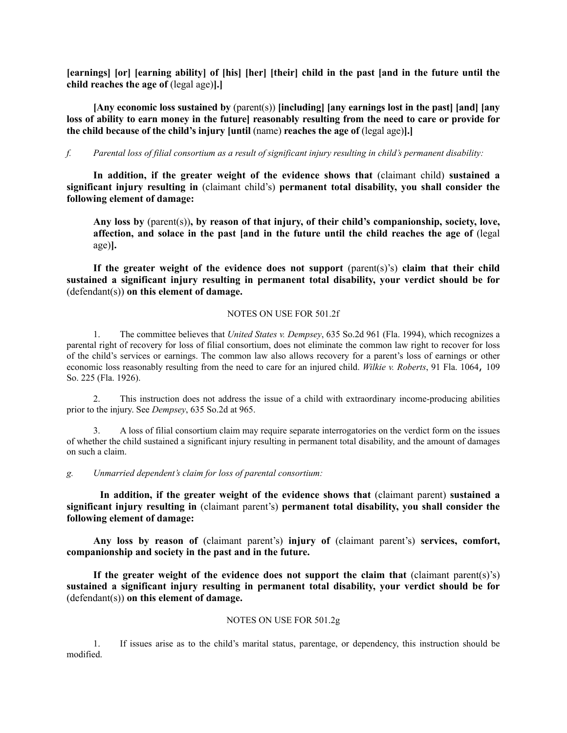**[earnings] [or] [earning ability] of [his] [her] [their] child in the past [and in the future until the child reaches the age of** (legal age)**].]**

**[Any economic loss sustained by** (parent(s)) **[including] [any earnings lost in the past] [and] [any loss of ability to earn money in the future] reasonably resulting from the need to care or provide for the child because of the child's injury [until** (name) **reaches the age of** (legal age)**].]**

*f. Parental loss of filial consortium as a result of significant injury resulting in child's permanent disability:*

**In addition, if the greater weight of the evidence shows that** (claimant child) **sustained a significant injury resulting in** (claimant child's) **permanent total disability, you shall consider the following element of damage:**

**Any loss by** (parent(s))**, by reason of that injury, of their child's companionship, society, love, affection, and solace in the past [and in the future until the child reaches the age of** (legal age)**].**

**If the greater weight of the evidence does not support** (parent(s)'s) **claim that their child sustained a significant injury resulting in permanent total disability, your verdict should be for** (defendant(s)) **on this element of damage.**

NOTES ON USE FOR 501.2f

1. The committee believes that *United States v. Dempsey*, 635 So.2d 961 (Fla. 1994), which recognizes a parental right of recovery for loss of filial consortium, does not eliminate the common law right to recover for loss of the child's services or earnings. The common law also allows recovery for a parent's loss of earnings or other economic loss reasonably resulting from the need to care for an injured child. *Wilkie v. Roberts*, 91 Fla. 1064, 109 So. 225 (Fla. 1926).

2. This instruction does not address the issue of a child with extraordinary income-producing abilities prior to the injury. See *Dempsey*, 635 So.2d at 965.

3. A loss of filial consortium claim may require separate interrogatories on the verdict form on the issues of whether the child sustained a significant injury resulting in permanent total disability, and the amount of damages on such a claim.

*g. Unmarried dependent's claim for loss of parental consortium:*

**In addition, if the greater weight of the evidence shows that** (claimant parent) **sustained a significant injury resulting in** (claimant parent's) **permanent total disability, you shall consider the following element of damage:**

**Any loss by reason of** (claimant parent's) **injury of** (claimant parent's) **services, comfort, companionship and society in the past and in the future.**

**If the greater weight of the evidence does not support the claim that** (claimant parent(s)'s) **sustained a significant injury resulting in permanent total disability, your verdict should be for** (defendant(s)) **on this element of damage.**

NOTES ON USE FOR 501.2g

1. If issues arise as to the child's marital status, parentage, or dependency, this instruction should be modified.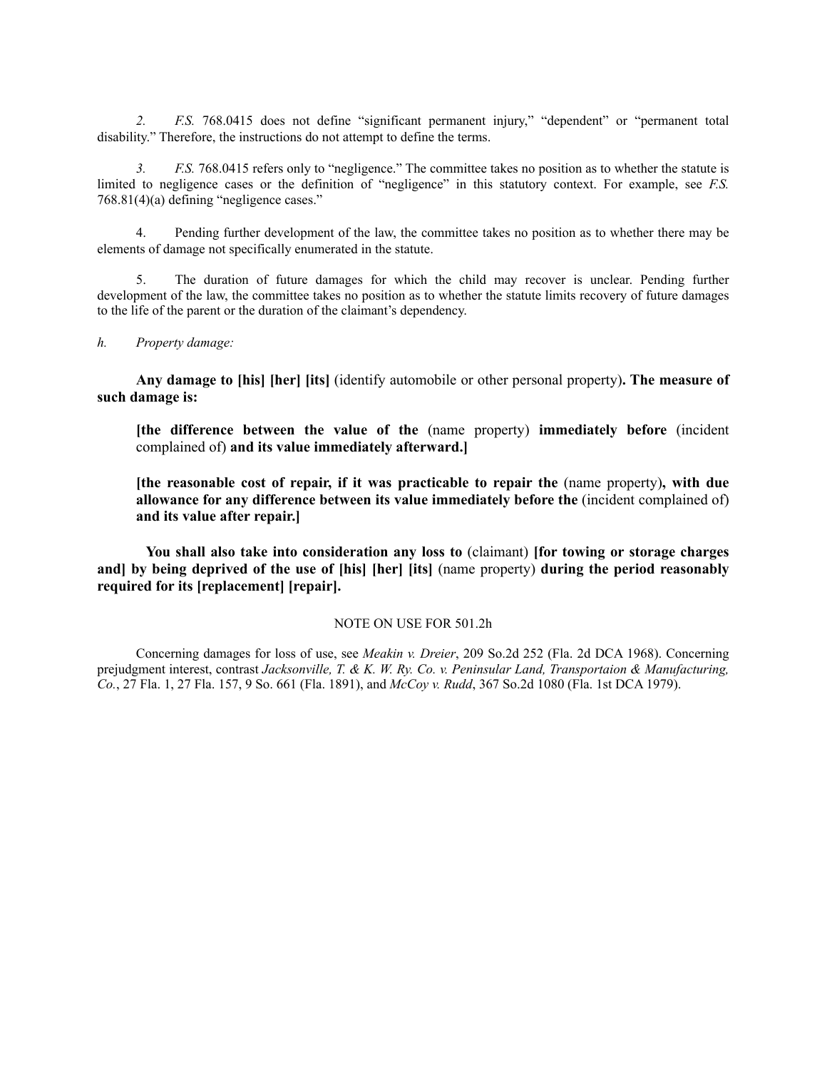*2.* *F.S.* 768.0415 does not define "significant permanent injury," "dependent" or "permanent total disability." Therefore, the instructions do not attempt to define the terms.

*3.* *F.S.* 768.0415 refers only to "negligence." The committee takes no position as to whether the statute is limited to negligence cases or the definition of "negligence" in this statutory context. For example, see *F.S.* 768.81(4)(a) defining "negligence cases."

4. Pending further development of the law, the committee takes no position as to whether there may be elements of damage not specifically enumerated in the statute.

5. The duration of future damages for which the child may recover is unclear. Pending further development of the law, the committee takes no position as to whether the statute limits recovery of future damages to the life of the parent or the duration of the claimant's dependency.

*h. Property damage:*

**Any damage to [his] [her] [its]** (identify automobile or other personal property)**. The measure of such damage is:**

> **[the difference between the value of the** (name property) **immediately before** (incident complained of) **and its value immediately afterward.]**
>
> **[the reasonable cost of repair, if it was practicable to repair the** (name property)**, with due allowance for any difference between its value immediately before the** (incident complained of) **and its value after repair.]**

**You shall also take into consideration any loss to** (claimant) **[for towing or storage charges and] by being deprived of the use of [his] [her] [its]** (name property) **during the period reasonably required for its [replacement] [repair].**

NOTE ON USE FOR 501.2h

Concerning damages for loss of use, see *Meakin v. Dreier*, 209 So.2d 252 (Fla. 2d DCA 1968). Concerning prejudgment interest, contrast *Jacksonville, T. & K. W. Ry. Co. v. Peninsular Land, Transportaion & Manufacturing, Co.*, 27 Fla. 1, 27 Fla. 157, 9 So. 661 (Fla. 1891), and *McCoy v. Rudd*, 367 So.2d 1080 (Fla. 1st DCA 1979).